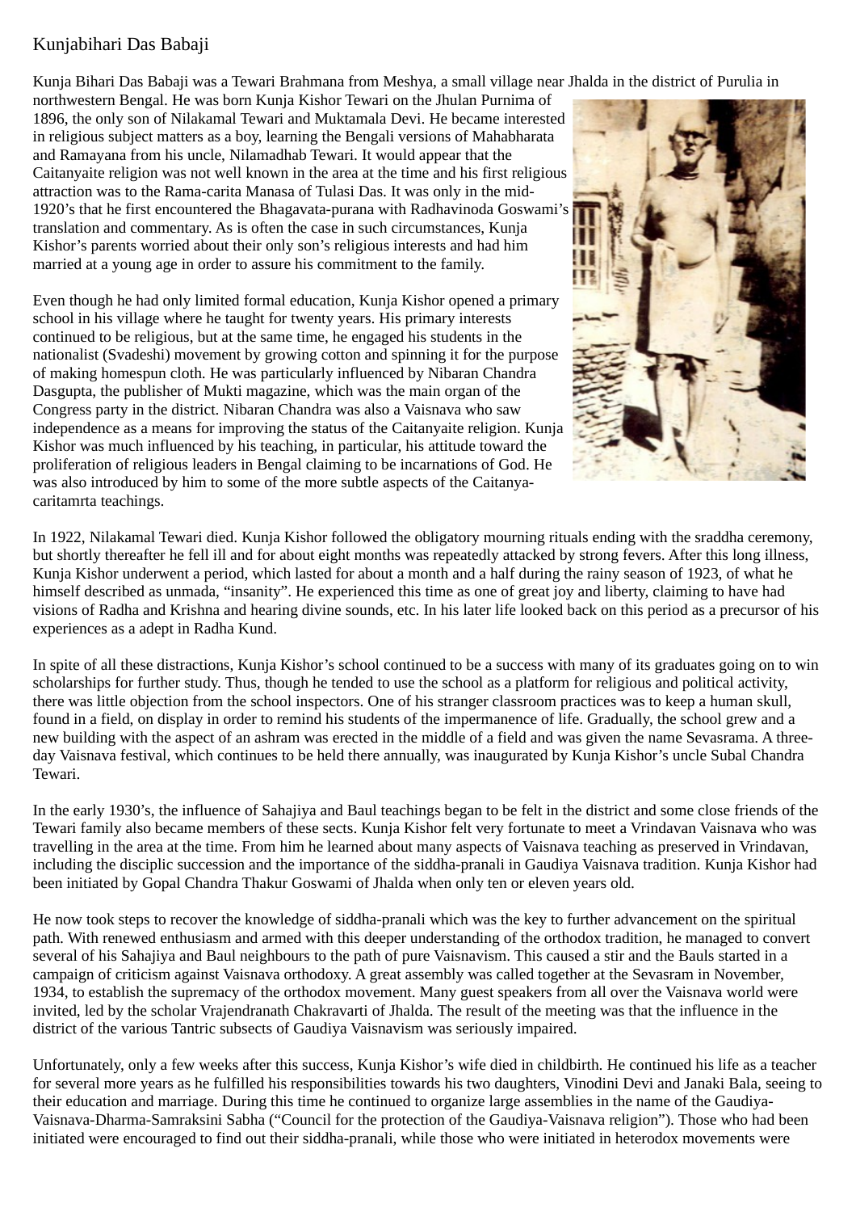# Kunjabihari Das Babaji

Kunja Bihari Das Babaji was a Tewari Brahmana from Meshya, a small village near Jhalda in the district of Purulia in northwestern Bengal. He was born Kunja Kishor Tewari on the Jhulan Purnima of 1896, the only son of Nilakamal Tewari and Muktamala Devi. He became interested in religious subject matters as a boy, learning the Bengali versions of Mahabharata and Ramayana from his uncle, Nilamadhab Tewari. It would appear that the Caitanyaite religion was not well known in the area at the time and his first religious attraction was to the Rama-carita Manasa of Tulasi Das. It was only in the mid-1920's that he first encountered the Bhagavata-purana with Radhavinoda Goswami's translation and commentary. As is often the case in such circumstances, Kunja Kishor's parents worried about their only son's religious interests and had him married at a young age in order to assure his commitment to the family.

Even though he had only limited formal education, Kunja Kishor opened a primary school in his village where he taught for twenty years. His primary interests continued to be religious, but at the same time, he engaged his students in the nationalist (Svadeshi) movement by growing cotton and spinning it for the purpose of making homespun cloth. He was particularly influenced by Nibaran Chandra Dasgupta, the publisher of Mukti magazine, which was the main organ of the Congress party in the district. Nibaran Chandra was also a Vaisnava who saw independence as a means for improving the status of the Caitanyaite religion. Kunja Kishor was much influenced by his teaching, in particular, his attitude toward the proliferation of religious leaders in Bengal claiming to be incarnations of God. He was also introduced by him to some of the more subtle aspects of the Caitanya-caritamrta teachings.

In 1922, Nilakamal Tewari died. Kunja Kishor followed the obligatory mourning rituals ending with the sraddha ceremony, but shortly thereafter he fell ill and for about eight months was repeatedly attacked by strong fevers. After this long illness, Kunja Kishor underwent a period, which lasted for about a month and a half during the rainy season of 1923, of what he himself described as unmada, "insanity". He experienced this time as one of great joy and liberty, claiming to have had visions of Radha and Krishna and hearing divine sounds, etc. In his later life looked back on this period as a precursor of his experiences as a adept in Radha Kund.

In spite of all these distractions, Kunja Kishor's school continued to be a success with many of its graduates going on to win scholarships for further study. Thus, though he tended to use the school as a platform for religious and political activity, there was little objection from the school inspectors. One of his stranger classroom practices was to keep a human skull, found in a field, on display in order to remind his students of the impermanence of life. Gradually, the school grew and a new building with the aspect of an ashram was erected in the middle of a field and was given the name Sevasrama. A three-day Vaisnava festival, which continues to be held there annually, was inaugurated by Kunja Kishor's uncle Subal Chandra Tewari.

In the early 1930's, the influence of Sahajiya and Baul teachings began to be felt in the district and some close friends of the Tewari family also became members of these sects. Kunja Kishor felt very fortunate to meet a Vrindavan Vaisnava who was travelling in the area at the time. From him he learned about many aspects of Vaisnava teaching as preserved in Vrindavan, including the disciplic succession and the importance of the siddha-pranali in Gaudiya Vaisnava tradition. Kunja Kishor had been initiated by Gopal Chandra Thakur Goswami of Jhalda when only ten or eleven years old.

He now took steps to recover the knowledge of siddha-pranali which was the key to further advancement on the spiritual path. With renewed enthusiasm and armed with this deeper understanding of the orthodox tradition, he managed to convert several of his Sahajiya and Baul neighbours to the path of pure Vaisnavism. This caused a stir and the Bauls started in a campaign of criticism against Vaisnava orthodoxy. A great assembly was called together at the Sevasram in November, 1934, to establish the supremacy of the orthodox movement. Many guest speakers from all over the Vaisnava world were invited, led by the scholar Vrajendranath Chakravarti of Jhalda. The result of the meeting was that the influence in the district of the various Tantric subsects of Gaudiya Vaisnavism was seriously impaired.

Unfortunately, only a few weeks after this success, Kunja Kishor's wife died in childbirth. He continued his life as a teacher for several more years as he fulfilled his responsibilities towards his two daughters, Vinodini Devi and Janaki Bala, seeing to their education and marriage. During this time he continued to organize large assemblies in the name of the Gaudiya-Vaisnava-Dharma-Samraksini Sabha ("Council for the protection of the Gaudiya-Vaisnava religion"). Those who had been initiated were encouraged to find out their siddha-pranali, while those who were initiated in heterodox movements were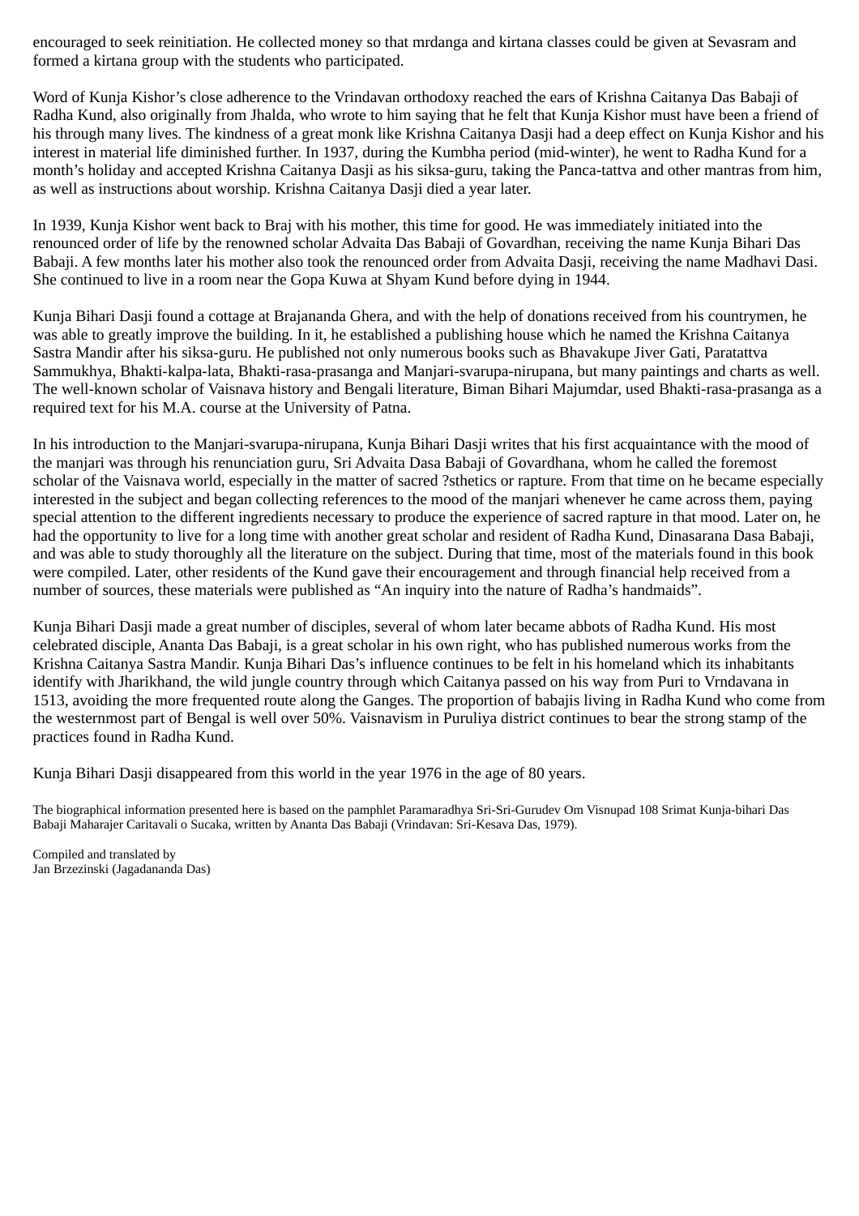encouraged to seek reinitiation. He collected money so that mrdanga and kirtana classes could be given at Sevasram and formed a kirtana group with the students who participated.

Word of Kunja Kishor's close adherence to the Vrindavan orthodoxy reached the ears of Krishna Caitanya Das Babaji of Radha Kund, also originally from Jhalda, who wrote to him saying that he felt that Kunja Kishor must have been a friend of his through many lives. The kindness of a great monk like Krishna Caitanya Dasji had a deep effect on Kunja Kishor and his interest in material life diminished further. In 1937, during the Kumbha period (mid-winter), he went to Radha Kund for a month's holiday and accepted Krishna Caitanya Dasji as his siksa-guru, taking the Panca-tattva and other mantras from him, as well as instructions about worship. Krishna Caitanya Dasji died a year later.

In 1939, Kunja Kishor went back to Braj with his mother, this time for good. He was immediately initiated into the renounced order of life by the renowned scholar Advaita Das Babaji of Govardhan, receiving the name Kunja Bihari Das Babaji. A few months later his mother also took the renounced order from Advaita Dasji, receiving the name Madhavi Dasi. She continued to live in a room near the Gopa Kuwa at Shyam Kund before dying in 1944.

Kunja Bihari Dasji found a cottage at Brajananda Ghera, and with the help of donations received from his countrymen, he was able to greatly improve the building. In it, he established a publishing house which he named the Krishna Caitanya Sastra Mandir after his siksa-guru. He published not only numerous books such as Bhavakupe Jiver Gati, Paratattva Sammukhya, Bhakti-kalpa-lata, Bhakti-rasa-prasanga and Manjari-svarupa-nirupana, but many paintings and charts as well. The well-known scholar of Vaisnava history and Bengali literature, Biman Bihari Majumdar, used Bhakti-rasa-prasanga as a required text for his M.A. course at the University of Patna.

In his introduction to the Manjari-svarupa-nirupana, Kunja Bihari Dasji writes that his first acquaintance with the mood of the manjari was through his renunciation guru, Sri Advaita Dasa Babaji of Govardhana, whom he called the foremost scholar of the Vaisnava world, especially in the matter of sacred ?sthetics or rapture. From that time on he became especially interested in the subject and began collecting references to the mood of the manjari whenever he came across them, paying special attention to the different ingredients necessary to produce the experience of sacred rapture in that mood. Later on, he had the opportunity to live for a long time with another great scholar and resident of Radha Kund, Dinasarana Dasa Babaji, and was able to study thoroughly all the literature on the subject. During that time, most of the materials found in this book were compiled. Later, other residents of the Kund gave their encouragement and through financial help received from a number of sources, these materials were published as "An inquiry into the nature of Radha's handmaids".

Kunja Bihari Dasji made a great number of disciples, several of whom later became abbots of Radha Kund. His most celebrated disciple, Ananta Das Babaji, is a great scholar in his own right, who has published numerous works from the Krishna Caitanya Sastra Mandir. Kunja Bihari Das's influence continues to be felt in his homeland which its inhabitants identify with Jharikhand, the wild jungle country through which Caitanya passed on his way from Puri to Vrndavana in 1513, avoiding the more frequented route along the Ganges. The proportion of babajis living in Radha Kund who come from the westernmost part of Bengal is well over 50%. Vaisnavism in Puruliya district continues to bear the strong stamp of the practices found in Radha Kund.

Kunja Bihari Dasji disappeared from this world in the year 1976 in the age of 80 years.

The biographical information presented here is based on the pamphlet Paramaradhya Sri-Sri-Gurudev Om Visnupad 108 Srimat Kunja-bihari Das Babaji Maharajer Caritavali o Sucaka, written by Ananta Das Babaji (Vrindavan: Sri-Kesava Das, 1979).

Compiled and translated by
Jan Brzezinski (Jagadananda Das)